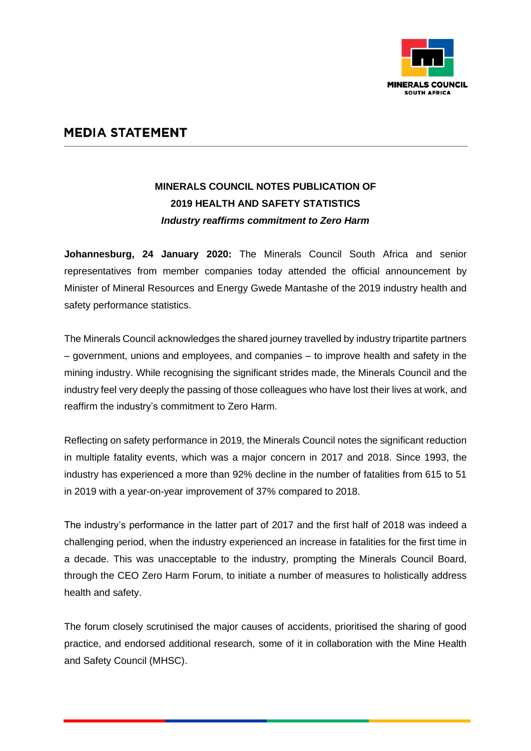MINERALS COUNCIL
SOUTH AFRICA

# MEDIA STATEMENT

## MINERALS COUNCIL NOTES PUBLICATION OF 2019 HEALTH AND SAFETY STATISTICS

***Industry reaffirms commitment to Zero Harm***

**Johannesburg, 24 January 2020:** The Minerals Council South Africa and senior representatives from member companies today attended the official announcement by Minister of Mineral Resources and Energy Gwede Mantashe of the 2019 industry health and safety performance statistics.

The Minerals Council acknowledges the shared journey travelled by industry tripartite partners – government, unions and employees, and companies – to improve health and safety in the mining industry. While recognising the significant strides made, the Minerals Council and the industry feel very deeply the passing of those colleagues who have lost their lives at work, and reaffirm the industry's commitment to Zero Harm.

Reflecting on safety performance in 2019, the Minerals Council notes the significant reduction in multiple fatality events, which was a major concern in 2017 and 2018. Since 1993, the industry has experienced a more than 92% decline in the number of fatalities from 615 to 51 in 2019 with a year-on-year improvement of 37% compared to 2018.

The industry's performance in the latter part of 2017 and the first half of 2018 was indeed a challenging period, when the industry experienced an increase in fatalities for the first time in a decade. This was unacceptable to the industry, prompting the Minerals Council Board, through the CEO Zero Harm Forum, to initiate a number of measures to holistically address health and safety.

The forum closely scrutinised the major causes of accidents, prioritised the sharing of good practice, and endorsed additional research, some of it in collaboration with the Mine Health and Safety Council (MHSC).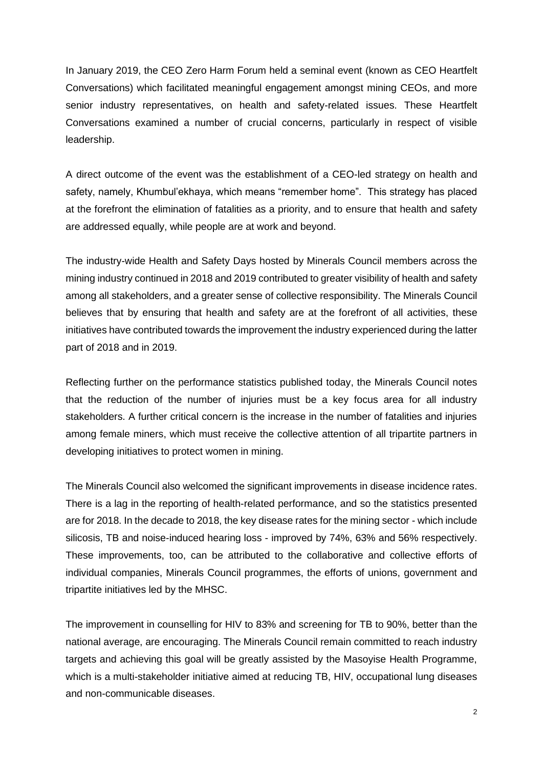In January 2019, the CEO Zero Harm Forum held a seminal event (known as CEO Heartfelt Conversations) which facilitated meaningful engagement amongst mining CEOs, and more senior industry representatives, on health and safety-related issues. These Heartfelt Conversations examined a number of crucial concerns, particularly in respect of visible leadership.

A direct outcome of the event was the establishment of a CEO-led strategy on health and safety, namely, Khumbul'ekhaya, which means "remember home". This strategy has placed at the forefront the elimination of fatalities as a priority, and to ensure that health and safety are addressed equally, while people are at work and beyond.

The industry-wide Health and Safety Days hosted by Minerals Council members across the mining industry continued in 2018 and 2019 contributed to greater visibility of health and safety among all stakeholders, and a greater sense of collective responsibility. The Minerals Council believes that by ensuring that health and safety are at the forefront of all activities, these initiatives have contributed towards the improvement the industry experienced during the latter part of 2018 and in 2019.

Reflecting further on the performance statistics published today, the Minerals Council notes that the reduction of the number of injuries must be a key focus area for all industry stakeholders. A further critical concern is the increase in the number of fatalities and injuries among female miners, which must receive the collective attention of all tripartite partners in developing initiatives to protect women in mining.

The Minerals Council also welcomed the significant improvements in disease incidence rates. There is a lag in the reporting of health-related performance, and so the statistics presented are for 2018. In the decade to 2018, the key disease rates for the mining sector - which include silicosis, TB and noise-induced hearing loss - improved by 74%, 63% and 56% respectively. These improvements, too, can be attributed to the collaborative and collective efforts of individual companies, Minerals Council programmes, the efforts of unions, government and tripartite initiatives led by the MHSC.

The improvement in counselling for HIV to 83% and screening for TB to 90%, better than the national average, are encouraging. The Minerals Council remain committed to reach industry targets and achieving this goal will be greatly assisted by the Masoyise Health Programme, which is a multi-stakeholder initiative aimed at reducing TB, HIV, occupational lung diseases and non-communicable diseases.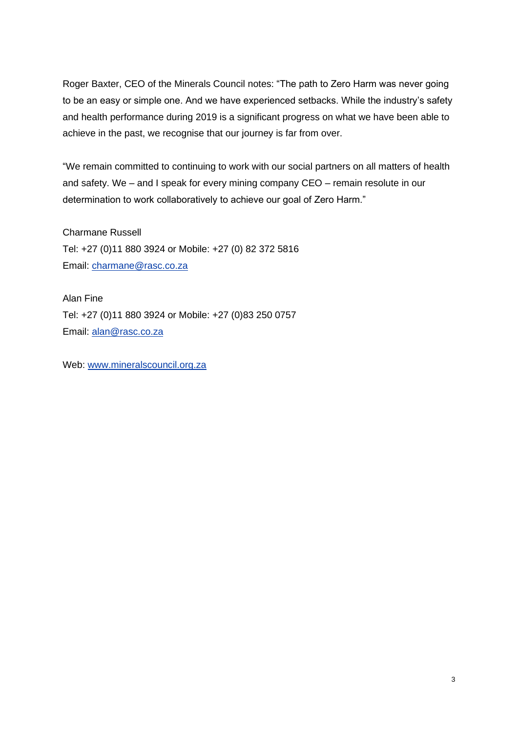Roger Baxter, CEO of the Minerals Council notes: "The path to Zero Harm was never going to be an easy or simple one. And we have experienced setbacks. While the industry's safety and health performance during 2019 is a significant progress on what we have been able to achieve in the past, we recognise that our journey is far from over.

"We remain committed to continuing to work with our social partners on all matters of health and safety. We – and I speak for every mining company CEO – remain resolute in our determination to work collaboratively to achieve our goal of Zero Harm."

Charmane Russell
Tel: +27 (0)11 880 3924 or Mobile: +27 (0) 82 372 5816
Email: charmane@rasc.co.za

Alan Fine
Tel: +27 (0)11 880 3924 or Mobile: +27 (0)83 250 0757
Email: alan@rasc.co.za

Web: www.mineralscouncil.org.za